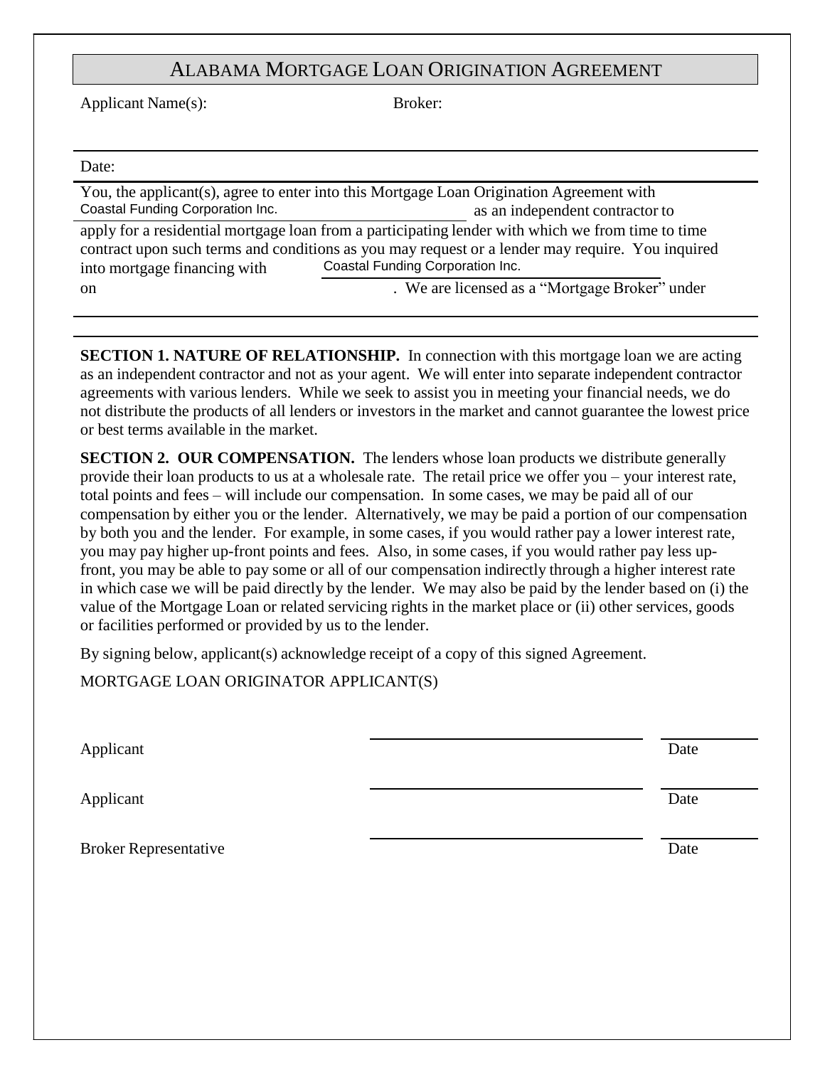# ALABAMA MORTGAGE LOAN ORIGINATION AGREEMENT

Applicant Name(s): Broker:

Date:

You, the applicant(s), agree to enter into this Mortgage Loan Origination Agreement with Coastal Funding Corporation Inc. as an independent contractor to apply for a residential mortgage loan from a participating lender with which we from time to time contract upon such terms and conditions as you may request or a lender may require. You inquired into mortgage financing with Coastal Funding Corporation Inc. on . We are licensed as a "Mortgage Broker" under

**SECTION 1. NATURE OF RELATIONSHIP.** In connection with this mortgage loan we are acting as an independent contractor and not as your agent. We will enter into separate independent contractor agreements with various lenders. While we seek to assist you in meeting your financial needs, we do not distribute the products of all lenders or investors in the market and cannot guarantee the lowest price or best terms available in the market.

**SECTION 2. OUR COMPENSATION.** The lenders whose loan products we distribute generally provide their loan products to us at a wholesale rate. The retail price we offer you – your interest rate, total points and fees – will include our compensation. In some cases, we may be paid all of our compensation by either you or the lender. Alternatively, we may be paid a portion of our compensation by both you and the lender. For example, in some cases, if you would rather pay a lower interest rate, you may pay higher up-front points and fees. Also, in some cases, if you would rather pay less up-front, you may be able to pay some or all of our compensation indirectly through a higher interest rate in which case we will be paid directly by the lender. We may also be paid by the lender based on (i) the value of the Mortgage Loan or related servicing rights in the market place or (ii) other services, goods or facilities performed or provided by us to the lender.

By signing below, applicant(s) acknowledge receipt of a copy of this signed Agreement.

MORTGAGE LOAN ORIGINATOR APPLICANT(S)

Applicant ______________________ Date ________

Applicant ______________________ Date ________

Broker Representative ______________________ Date ________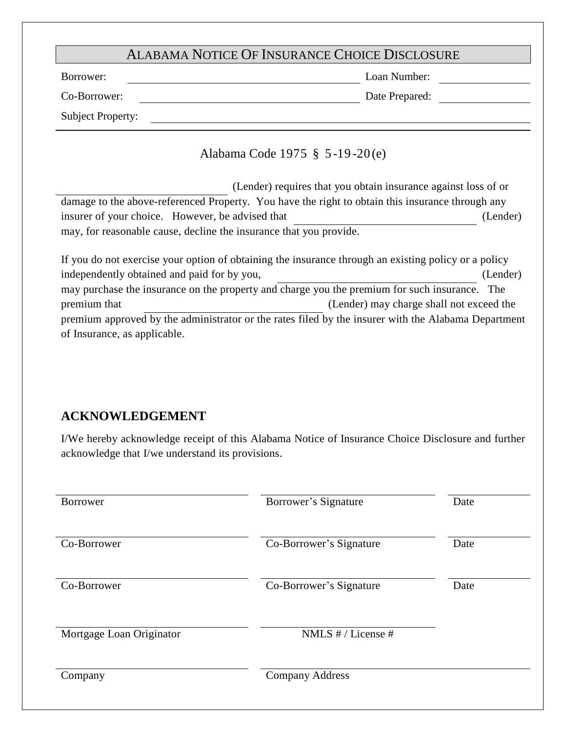# ALABAMA NOTICE OF INSURANCE CHOICE DISCLOSURE

Borrower: ______________________________ Loan Number: ______________

Co-Borrower: ______________________________ Date Prepared: ______________

Subject Property: ____________________________________________________________

Alabama Code 1975 § 5-19-20(e)

______________________ (Lender) requires that you obtain insurance against loss of or damage to the above-referenced Property. You have the right to obtain this insurance through any insurer of your choice. However, be advised that ______________________ (Lender) may, for reasonable cause, decline the insurance that you provide.

If you do not exercise your option of obtaining the insurance through an existing policy or a policy independently obtained and paid for by you, ______________________ (Lender) may purchase the insurance on the property and charge you the premium for such insurance. The premium that ______________________ (Lender) may charge shall not exceed the premium approved by the administrator or the rates filed by the insurer with the Alabama Department of Insurance, as applicable.

## ACKNOWLEDGEMENT

I/We hereby acknowledge receipt of this Alabama Notice of Insurance Choice Disclosure and further acknowledge that I/we understand its provisions.

| | | |
|---|---|---|
| Borrower | Borrower's Signature | Date |
| Co-Borrower | Co-Borrower's Signature | Date |
| Co-Borrower | Co-Borrower's Signature | Date |
| Mortgage Loan Originator | NMLS # / License # | |
| Company | Company Address | |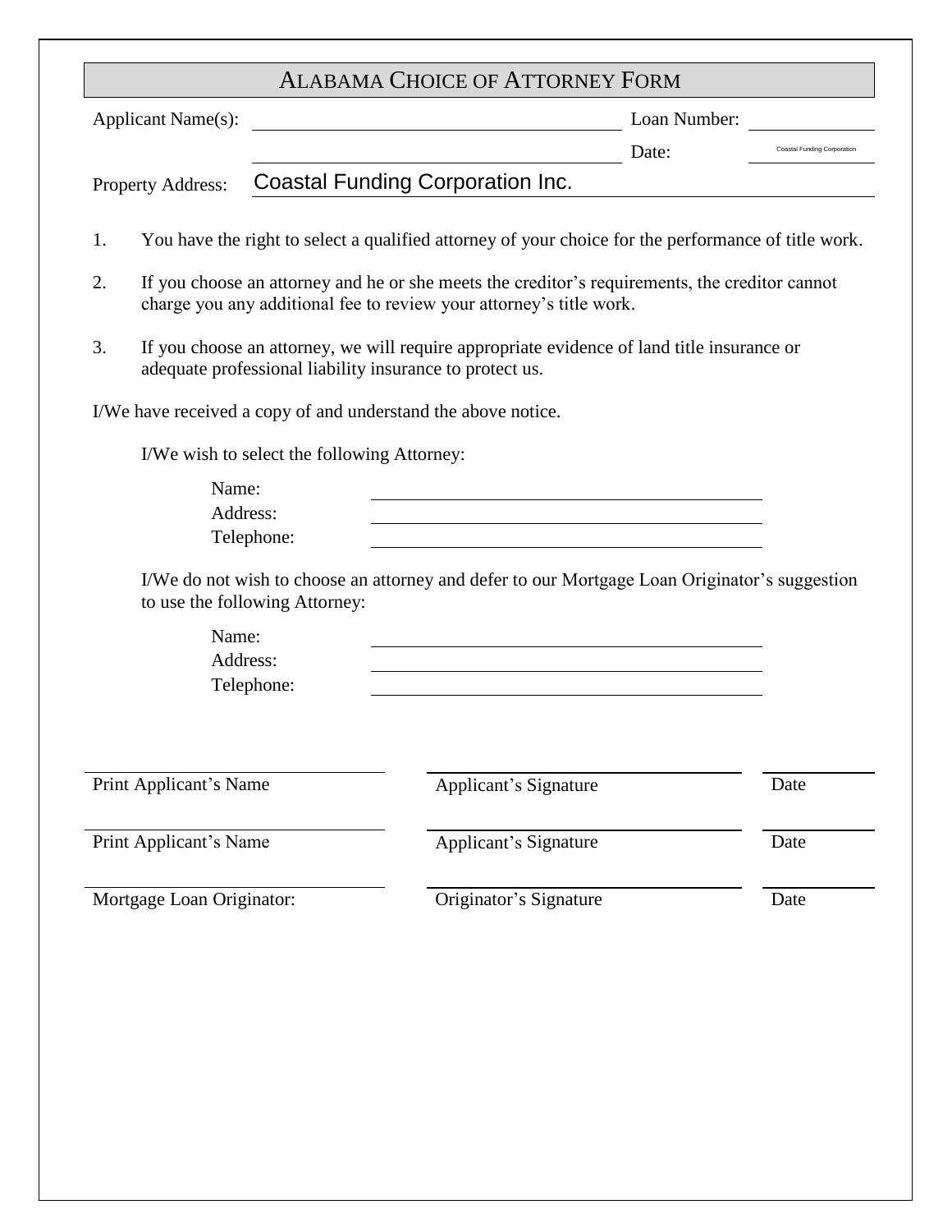# ALABAMA CHOICE OF ATTORNEY FORM

Applicant Name(s): ______________________ Loan Number: __________

______________________ Date: Coastal Funding Corporation

Property Address: Coastal Funding Corporation Inc.

1. You have the right to select a qualified attorney of your choice for the performance of title work.
2. If you choose an attorney and he or she meets the creditor's requirements, the creditor cannot charge you any additional fee to review your attorney's title work.
3. If you choose an attorney, we will require appropriate evidence of land title insurance or adequate professional liability insurance to protect us.

I/We have received a copy of and understand the above notice.

I/We wish to select the following Attorney:

Name: ______________________

Address: ______________________

Telephone: ______________________

I/We do not wish to choose an attorney and defer to our Mortgage Loan Originator's suggestion to use the following Attorney:

Name: ______________________

Address: ______________________

Telephone: ______________________

| | | |
|---|---|---|
| Print Applicant's Name | Applicant's Signature | Date |
| Print Applicant's Name | Applicant's Signature | Date |
| Mortgage Loan Originator: | Originator's Signature | Date |